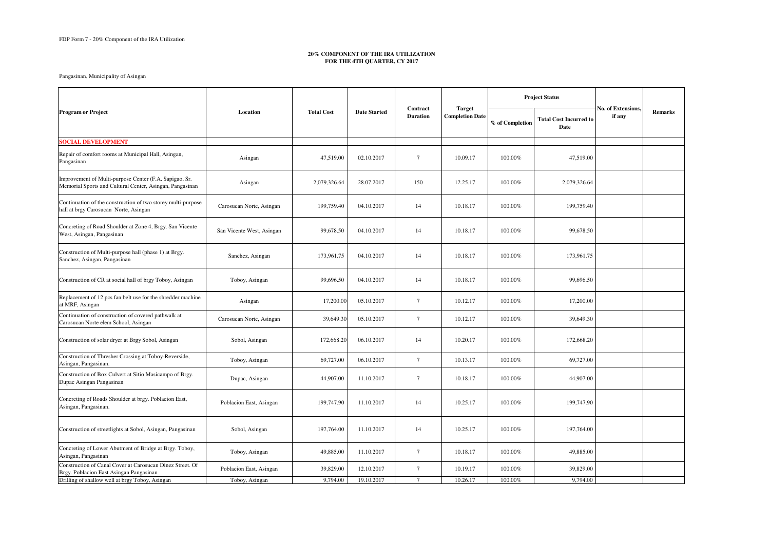FDP Form 7 - 20% Component of the IRA Utilization

# 20% COMPONENT OF THE IRA UTILIZATION
## FOR THE 4TH QUARTER, CY 2017

Pangasinan, Municipality of Asingan

| Program or Project | Location | Total Cost | Date Started | Contract Duration | Target Completion Date | Project Status | | No. of Extensions, if any | Remarks |
|---|---|---|---|---|---|---|---|---|---|
| | | | | | | % of Completion | Total Cost Incurred to Date | | |
| **SOCIAL DEVELOPMENT** | | | | | | | | | |
| Repair of comfort rooms at Municipal Hall, Asingan, Pangasinan | Asingan | 47,519.00 | 02.10.2017 | 7 | 10.09.17 | 100.00% | 47,519.00 | | |
| Improvement of Multi-purpose Center (F.A. Sapigao, Sr. Memorial Sports and Cultural Center, Asingan, Pangasinan | Asingan | 2,079,326.64 | 28.07.2017 | 150 | 12.25.17 | 100.00% | 2,079,326.64 | | |
| Continuation of the construction of two storey multi-purpose hall at brgy Carosucan Norte, Asingan | Carosucan Norte, Asingan | 199,759.40 | 04.10.2017 | 14 | 10.18.17 | 100.00% | 199,759.40 | | |
| Concreting of Road Shoulder at Zone 4, Brgy. San Vicente West, Asingan, Pangasinan | San Vicente West, Asingan | 99,678.50 | 04.10.2017 | 14 | 10.18.17 | 100.00% | 99,678.50 | | |
| Construction of Multi-purpose hall (phase 1) at Brgy. Sanchez, Asingan, Pangasinan | Sanchez, Asingan | 173,961.75 | 04.10.2017 | 14 | 10.18.17 | 100.00% | 173,961.75 | | |
| Construction of CR at social hall of brgy Toboy, Asingan | Toboy, Asingan | 99,696.50 | 04.10.2017 | 14 | 10.18.17 | 100.00% | 99,696.50 | | |
| Replacement of 12 pcs fan belt use for the shredder machine at MRF, Asingan | Asingan | 17,200.00 | 05.10.2017 | 7 | 10.12.17 | 100.00% | 17,200.00 | | |
| Continuation of construction of covered pathwalk at Carosucan Norte elem School, Asingan | Carosucan Norte, Asingan | 39,649.30 | 05.10.2017 | 7 | 10.12.17 | 100.00% | 39,649.30 | | |
| Construction of solar dryer at Brgy Sobol, Asingan | Sobol, Asingan | 172,668.20 | 06.10.2017 | 14 | 10.20.17 | 100.00% | 172,668.20 | | |
| Construction of Thresher Crossing at Toboy-Reverside, Asingan, Pangasinan. | Toboy, Asingan | 69,727.00 | 06.10.2017 | 7 | 10.13.17 | 100.00% | 69,727.00 | | |
| Construction of Box Culvert at Sitio Masicampo of Brgy. Dupac Asingan Pangasinan | Dupac, Asingan | 44,907.00 | 11.10.2017 | 7 | 10.18.17 | 100.00% | 44,907.00 | | |
| Concreting of Roads Shoulder at brgy. Poblacion East, Asingan, Pangasinan. | Poblacion East, Asingan | 199,747.90 | 11.10.2017 | 14 | 10.25.17 | 100.00% | 199,747.90 | | |
| Construction of streetlights at Sobol, Asingan, Pangasinan | Sobol, Asingan | 197,764.00 | 11.10.2017 | 14 | 10.25.17 | 100.00% | 197,764.00 | | |
| Concreting of Lower Abutment of Bridge at Brgy. Toboy, Asingan, Pangasinan | Toboy, Asingan | 49,885.00 | 11.10.2017 | 7 | 10.18.17 | 100.00% | 49,885.00 | | |
| Construction of Canal Cover at Carosucan Dinez Street. Of Brgy. Poblacion East Asingan Pangasinan | Poblacion East, Asingan | 39,829.00 | 12.10.2017 | 7 | 10.19.17 | 100.00% | 39,829.00 | | |
| Drilling of shallow well at brgy Toboy, Asingan | Toboy, Asingan | 9,794.00 | 19.10.2017 | 7 | 10.26.17 | 100.00% | 9,794.00 | | |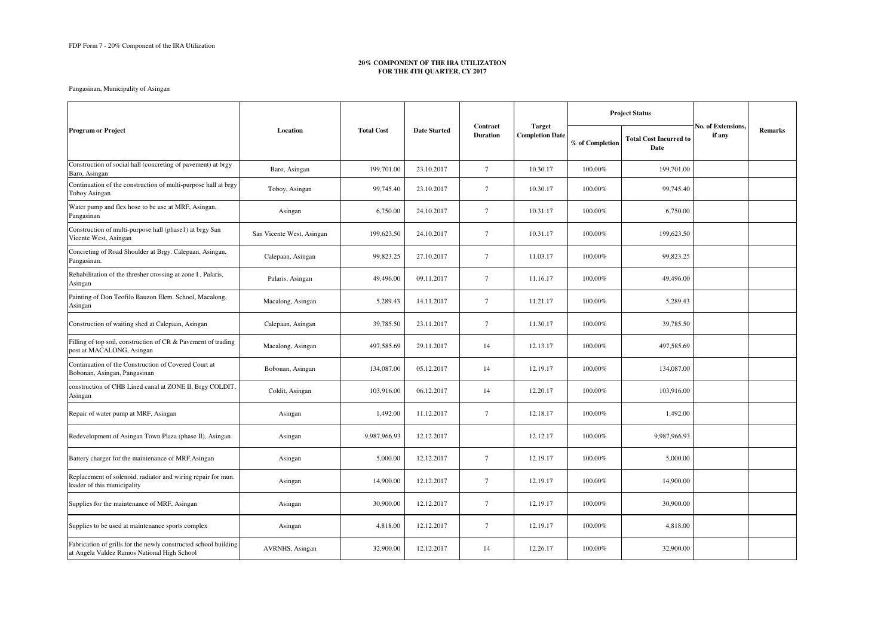FDP Form 7 - 20% Component of the IRA Utilization

**20% COMPONENT OF THE IRA UTILIZATION**
**FOR THE 4TH QUARTER, CY 2017**

Pangasinan, Municipality of Asingan

| Program or Project | Location | Total Cost | Date Started | Contract Duration | Target Completion Date | Project Status | | No. of Extensions, if any | Remarks |
|---|---|---|---|---|---|---|---|---|---|
| | | | | | | % of Completion | Total Cost Incurred to Date | | |
| Construction of social hall (concreting of pavement) at brgy Baro, Asingan | Baro, Asingan | 199,701.00 | 23.10.2017 | 7 | 10.30.17 | 100.00% | 199,701.00 | | |
| Continuation of the construction of multi-purpose hall at brgy Toboy Asingan | Toboy, Asingan | 99,745.40 | 23.10.2017 | 7 | 10.30.17 | 100.00% | 99,745.40 | | |
| Water pump and flex hose to be use at MRF, Asingan, Pangasinan | Asingan | 6,750.00 | 24.10.2017 | 7 | 10.31.17 | 100.00% | 6,750.00 | | |
| Construction of multi-purpose hall (phase1) at brgy San Vicente West, Asingan | San Vicente West, Asingan | 199,623.50 | 24.10.2017 | 7 | 10.31.17 | 100.00% | 199,623.50 | | |
| Concreting of Road Shoulder at Brgy. Calepaan, Asingan, Pangasinan. | Calepaan, Asingan | 99,823.25 | 27.10.2017 | 7 | 11.03.17 | 100.00% | 99,823.25 | | |
| Rehabilitation of the thresher crossing at zone I , Palaris, Asingan | Palaris, Asingan | 49,496.00 | 09.11.2017 | 7 | 11.16.17 | 100.00% | 49,496.00 | | |
| Painting of Don Teofilo Bauzon Elem. School, Macalong, Asingan | Macalong, Asingan | 5,289.43 | 14.11.2017 | 7 | 11.21.17 | 100.00% | 5,289.43 | | |
| Construction of waiting shed at Calepaan, Asingan | Calepaan, Asingan | 39,785.50 | 23.11.2017 | 7 | 11.30.17 | 100.00% | 39,785.50 | | |
| Filling of top soil, construction of CR & Pavement of trading post at MACALONG, Asingan | Macalong, Asingan | 497,585.69 | 29.11.2017 | 14 | 12.13.17 | 100.00% | 497,585.69 | | |
| Continuation of the Construction of Covered Court at Bobonan, Asingan, Pangasinan | Bobonan, Asingan | 134,087.00 | 05.12.2017 | 14 | 12.19.17 | 100.00% | 134,087.00 | | |
| construction of CHB Lined canal at ZONE II, Brgy COLDIT, Asingan | Coldit, Asingan | 103,916.00 | 06.12.2017 | 14 | 12.20.17 | 100.00% | 103,916.00 | | |
| Repair of water pump at MRF, Asingan | Asingan | 1,492.00 | 11.12.2017 | 7 | 12.18.17 | 100.00% | 1,492.00 | | |
| Redevelopment of Asingan Town Plaza (phase II), Asingan | Asingan | 9,987,966.93 | 12.12.2017 | | 12.12.17 | 100.00% | 9,987,966.93 | | |
| Battery charger for the maintenance of MRF,Asingan | Asingan | 5,000.00 | 12.12.2017 | 7 | 12.19.17 | 100.00% | 5,000.00 | | |
| Replacement of solenoid, radiator and wiring repair for mun. loader of this municipality | Asingan | 14,900.00 | 12.12.2017 | 7 | 12.19.17 | 100.00% | 14,900.00 | | |
| Supplies for the maintenance of MRF, Asingan | Asingan | 30,900.00 | 12.12.2017 | 7 | 12.19.17 | 100.00% | 30,900.00 | | |
| Supplies to be used at maintenance sports complex | Asingan | 4,818.00 | 12.12.2017 | 7 | 12.19.17 | 100.00% | 4,818.00 | | |
| Fabrication of grills for the newly constructed school building at Angela Valdez Ramos National High School | AVRNHS, Asingan | 32,900.00 | 12.12.2017 | 14 | 12.26.17 | 100.00% | 32,900.00 | | |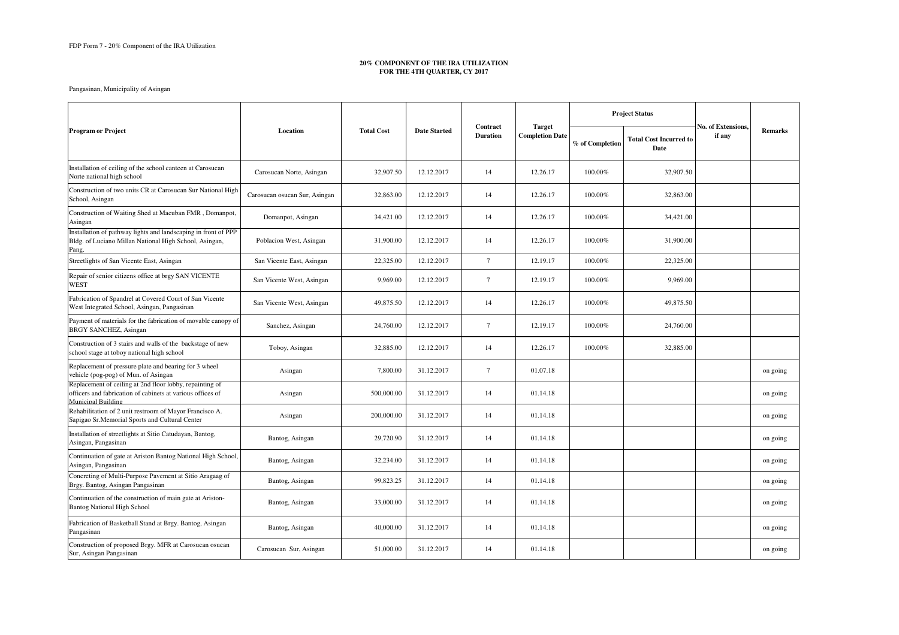FDP Form 7 - 20% Component of the IRA Utilization

**20% COMPONENT OF THE IRA UTILIZATION**
**FOR THE 4TH QUARTER, CY 2017**

Pangasinan, Municipality of Asingan

| Program or Project | Location | Total Cost | Date Started | Contract Duration | Target Completion Date | Project Status | | No. of Extensions, if any | Remarks |
|---|---|---|---|---|---|---|---|---|---|
| | | | | | | % of Completion | Total Cost Incurred to Date | | |
| Installation of ceiling of the school canteen at Carosucan Norte national high school | Carosucan Norte, Asingan | 32,907.50 | 12.12.2017 | 14 | 12.26.17 | 100.00% | 32,907.50 | | |
| Construction of two units CR at Carosucan Sur National High School, Asingan | Carosucan osucan Sur, Asingan | 32,863.00 | 12.12.2017 | 14 | 12.26.17 | 100.00% | 32,863.00 | | |
| Construction of Waiting Shed at Macuban FMR , Domanpot, Asingan | Domanpot, Asingan | 34,421.00 | 12.12.2017 | 14 | 12.26.17 | 100.00% | 34,421.00 | | |
| Installation of pathway lights and landscaping in front of PPP Bldg. of Luciano Millan National High School, Asingan, Pang. | Poblacion West, Asingan | 31,900.00 | 12.12.2017 | 14 | 12.26.17 | 100.00% | 31,900.00 | | |
| Streetlights of San Vicente East, Asingan | San Vicente East, Asingan | 22,325.00 | 12.12.2017 | 7 | 12.19.17 | 100.00% | 22,325.00 | | |
| Repair of senior citizens office at brgy SAN VICENTE WEST | San Vicente West, Asingan | 9,969.00 | 12.12.2017 | 7 | 12.19.17 | 100.00% | 9,969.00 | | |
| Fabrication of Spandrel at Covered Court of San Vicente West Integrated School, Asingan, Pangasinan | San Vicente West, Asingan | 49,875.50 | 12.12.2017 | 14 | 12.26.17 | 100.00% | 49,875.50 | | |
| Payment of materials for the fabrication of movable canopy of BRGY SANCHEZ, Asingan | Sanchez, Asingan | 24,760.00 | 12.12.2017 | 7 | 12.19.17 | 100.00% | 24,760.00 | | |
| Construction of 3 stairs and walls of the backstage of new school stage at toboy national high school | Toboy, Asingan | 32,885.00 | 12.12.2017 | 14 | 12.26.17 | 100.00% | 32,885.00 | | |
| Replacement of pressure plate and bearing for 3 wheel vehicle (pog-pog) of Mun. of Asingan | Asingan | 7,800.00 | 31.12.2017 | 7 | 01.07.18 | | | | on going |
| Replacement of ceiling at 2nd floor lobby, repainting of officers and fabrication of cabinets at various offices of Municipal Building | Asingan | 500,000.00 | 31.12.2017 | 14 | 01.14.18 | | | | on going |
| Rehabilitation of 2 unit restroom of Mayor Francisco A. Sapigao Sr.Memorial Sports and Cultural Center | Asingan | 200,000.00 | 31.12.2017 | 14 | 01.14.18 | | | | on going |
| Installation of streetlights at Sitio Catudayan, Bantog, Asingan, Pangasinan | Bantog, Asingan | 29,720.90 | 31.12.2017 | 14 | 01.14.18 | | | | on going |
| Continuation of gate at Ariston Bantog National High School, Asingan, Pangasinan | Bantog, Asingan | 32,234.00 | 31.12.2017 | 14 | 01.14.18 | | | | on going |
| Concreting of Multi-Purpose Pavement at Sitio Aragaag of Brgy. Bantog, Asingan Pangasinan | Bantog, Asingan | 99,823.25 | 31.12.2017 | 14 | 01.14.18 | | | | on going |
| Continuation of the construction of main gate at Ariston-Bantog National High School | Bantog, Asingan | 33,000.00 | 31.12.2017 | 14 | 01.14.18 | | | | on going |
| Fabrication of Basketball Stand at Brgy. Bantog, Asingan Pangasinan | Bantog, Asingan | 40,000.00 | 31.12.2017 | 14 | 01.14.18 | | | | on going |
| Construction of proposed Brgy. MFR at Carosucan osucan Sur, Asingan Pangasinan | Carosucan Sur, Asingan | 51,000.00 | 31.12.2017 | 14 | 01.14.18 | | | | on going |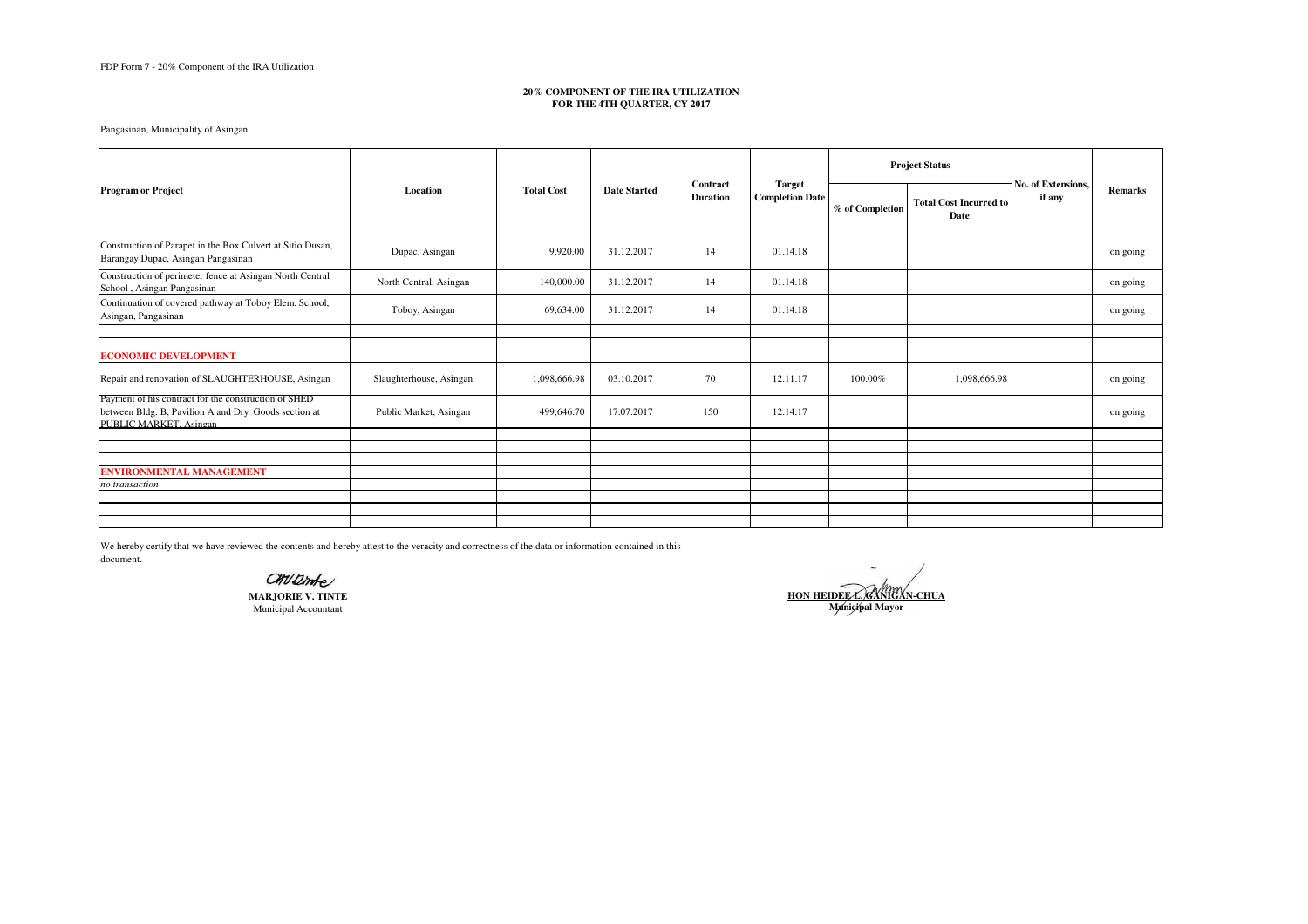FDP Form 7 - 20% Component of the IRA Utilization

**20% COMPONENT OF THE IRA UTILIZATION**
**FOR THE 4TH QUARTER, CY 2017**

Pangasinan, Municipality of Asingan

| Program or Project | Location | Total Cost | Date Started | Contract Duration | Target Completion Date | Project Status | | No. of Extensions, if any | Remarks |
|---|---|---|---|---|---|---|---|---|---|
| | | | | | | % of Completion | Total Cost Incurred to Date | | |
| Construction of Parapet in the Box Culvert at Sitio Dusan, Barangay Dupac, Asingan Pangasinan | Dupac, Asingan | 9,920.00 | 31.12.2017 | 14 | 01.14.18 | | | | on going |
| Construction of perimeter fence at Asingan North Central School , Asingan Pangasinan | North Central, Asingan | 140,000.00 | 31.12.2017 | 14 | 01.14.18 | | | | on going |
| Continuation of covered pathway at Toboy Elem. School, Asingan, Pangasinan | Toboy, Asingan | 69,634.00 | 31.12.2017 | 14 | 01.14.18 | | | | on going |
| | | | | | | | | | |
| | | | | | | | | | |
| **ECONOMIC DEVELOPMENT** | | | | | | | | | |
| Repair and renovation of SLAUGHTERHOUSE, Asingan | Slaughterhouse, Asingan | 1,098,666.98 | 03.10.2017 | 70 | 12.11.17 | 100.00% | 1,098,666.98 | | on going |
| Payment of his contract for the construction of SHED between Bldg. B, Pavilion A and Dry Goods section at PUBLIC MARKET, Asingan | Public Market, Asingan | 499,646.70 | 17.07.2017 | 150 | 12.14.17 | | | | on going |
| | | | | | | | | | |
| | | | | | | | | | |
| | | | | | | | | | |
| **ENVIRONMENTAL MANAGEMENT** | | | | | | | | | |
| *no transaction* | | | | | | | | | |
| | | | | | | | | | |
| | | | | | | | | | |
| | | | | | | | | | |

We hereby certify that we have reviewed the contents and hereby attest to the veracity and correctness of the data or information contained in this document.

**MARJORIE V. TINTE**
Municipal Accountant

**HON HEIDEE L. GANIGAN-CHUA**
**Municipal Mayor**